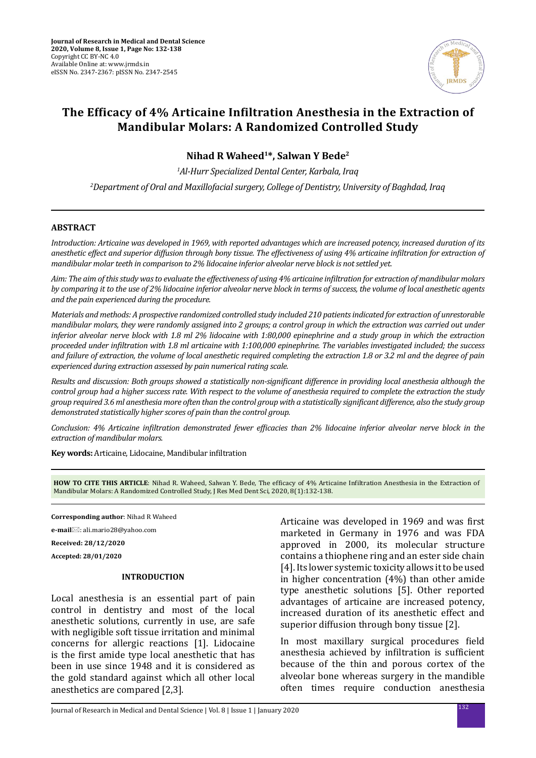Journal of Research in Medical and Dental Science
2020, Volume 8, Issue 1, Page No: 132-138
Copyright CC BY-NC 4.0
Available Online at: www.jrmds.in
eISSN No. 2347-2367: pISSN No. 2347-2545

# The Efficacy of 4% Articaine Infiltration Anesthesia in the Extraction of Mandibular Molars: A Randomized Controlled Study

**Nihad R Waheed[1]*, Salwan Y Bede[2]**

*[1]Al-Hurr Specialized Dental Center, Karbala, Iraq*

*[2]Department of Oral and Maxillofacial surgery, College of Dentistry, University of Baghdad, Iraq*

## ABSTRACT

*Introduction: Articaine was developed in 1969, with reported advantages which are increased potency, increased duration of its anesthetic effect and superior diffusion through bony tissue. The effectiveness of using 4% articaine infiltration for extraction of mandibular molar teeth in comparison to 2% lidocaine inferior alveolar nerve block is not settled yet.*

*Aim: The aim of this study was to evaluate the effectiveness of using 4% articaine infiltration for extraction of mandibular molars by comparing it to the use of 2% lidocaine inferior alveolar nerve block in terms of success, the volume of local anesthetic agents and the pain experienced during the procedure.*

*Materials and methods: A prospective randomized controlled study included 210 patients indicated for extraction of unrestorable mandibular molars, they were randomly assigned into 2 groups; a control group in which the extraction was carried out under inferior alveolar nerve block with 1.8 ml 2% lidocaine with 1:80,000 epinephrine and a study group in which the extraction proceeded under infiltration with 1.8 ml articaine with 1:100,000 epinephrine. The variables investigated included; the success and failure of extraction, the volume of local anesthetic required completing the extraction 1.8 or 3.2 ml and the degree of pain experienced during extraction assessed by pain numerical rating scale.*

*Results and discussion: Both groups showed a statistically non-significant difference in providing local anesthesia although the control group had a higher success rate. With respect to the volume of anesthesia required to complete the extraction the study group required 3.6 ml anesthesia more often than the control group with a statistically significant difference, also the study group demonstrated statistically higher scores of pain than the control group.*

*Conclusion: 4% Articaine infiltration demonstrated fewer efficacies than 2% lidocaine inferior alveolar nerve block in the extraction of mandibular molars.*

**Key words:** Articaine, Lidocaine, Mandibular infiltration

**HOW TO CITE THIS ARTICLE**: Nihad R. Waheed, Salwan Y. Bede, The efficacy of 4% Articaine Infiltration Anesthesia in the Extraction of Mandibular Molars: A Randomized Controlled Study, J Res Med Dent Sci, 2020, 8(1):132-138.

**Corresponding author**: Nihad R Waheed

**e-mail**: ali.mario28@yahoo.com

**Received: 28/12/2020**

**Accepted: 28/01/2020**

## INTRODUCTION

Local anesthesia is an essential part of pain control in dentistry and most of the local anesthetic solutions, currently in use, are safe with negligible soft tissue irritation and minimal concerns for allergic reactions [1]. Lidocaine is the first amide type local anesthetic that has been in use since 1948 and it is considered as the gold standard against which all other local anesthetics are compared [2,3].

Articaine was developed in 1969 and was first marketed in Germany in 1976 and was FDA approved in 2000, its molecular structure contains a thiophene ring and an ester side chain [4]. Its lower systemic toxicity allows it to be used in higher concentration (4%) than other amide type anesthetic solutions [5]. Other reported advantages of articaine are increased potency, increased duration of its anesthetic effect and superior diffusion through bony tissue [2].

In most maxillary surgical procedures field anesthesia achieved by infiltration is sufficient because of the thin and porous cortex of the alveolar bone whereas surgery in the mandible often times require conduction anesthesia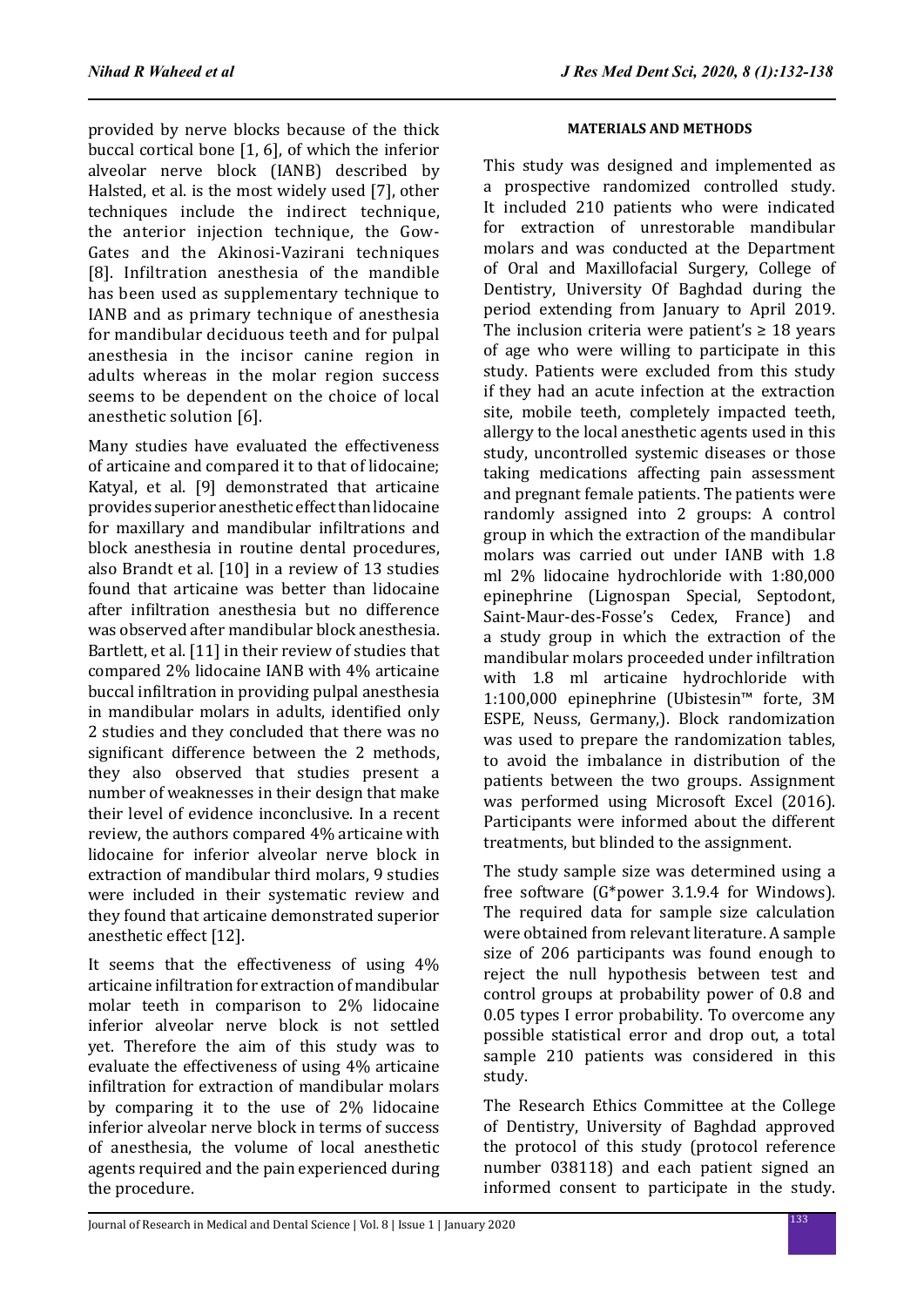provided by nerve blocks because of the thick buccal cortical bone [1, 6], of which the inferior alveolar nerve block (IANB) described by Halsted, et al. is the most widely used [7], other techniques include the indirect technique, the anterior injection technique, the Gow-Gates and the Akinosi-Vazirani techniques [8]. Infiltration anesthesia of the mandible has been used as supplementary technique to IANB and as primary technique of anesthesia for mandibular deciduous teeth and for pulpal anesthesia in the incisor canine region in adults whereas in the molar region success seems to be dependent on the choice of local anesthetic solution [6].

Many studies have evaluated the effectiveness of articaine and compared it to that of lidocaine; Katyal, et al. [9] demonstrated that articaine provides superior anesthetic effect than lidocaine for maxillary and mandibular infiltrations and block anesthesia in routine dental procedures, also Brandt et al. [10] in a review of 13 studies found that articaine was better than lidocaine after infiltration anesthesia but no difference was observed after mandibular block anesthesia. Bartlett, et al. [11] in their review of studies that compared 2% lidocaine IANB with 4% articaine buccal infiltration in providing pulpal anesthesia in mandibular molars in adults, identified only 2 studies and they concluded that there was no significant difference between the 2 methods, they also observed that studies present a number of weaknesses in their design that make their level of evidence inconclusive. In a recent review, the authors compared 4% articaine with lidocaine for inferior alveolar nerve block in extraction of mandibular third molars, 9 studies were included in their systematic review and they found that articaine demonstrated superior anesthetic effect [12].

It seems that the effectiveness of using 4% articaine infiltration for extraction of mandibular molar teeth in comparison to 2% lidocaine inferior alveolar nerve block is not settled yet. Therefore the aim of this study was to evaluate the effectiveness of using 4% articaine infiltration for extraction of mandibular molars by comparing it to the use of 2% lidocaine inferior alveolar nerve block in terms of success of anesthesia, the volume of local anesthetic agents required and the pain experienced during the procedure.

## MATERIALS AND METHODS

This study was designed and implemented as a prospective randomized controlled study. It included 210 patients who were indicated for extraction of unrestorable mandibular molars and was conducted at the Department of Oral and Maxillofacial Surgery, College of Dentistry, University Of Baghdad during the period extending from January to April 2019. The inclusion criteria were patient's ≥ 18 years of age who were willing to participate in this study. Patients were excluded from this study if they had an acute infection at the extraction site, mobile teeth, completely impacted teeth, allergy to the local anesthetic agents used in this study, uncontrolled systemic diseases or those taking medications affecting pain assessment and pregnant female patients. The patients were randomly assigned into 2 groups: A control group in which the extraction of the mandibular molars was carried out under IANB with 1.8 ml 2% lidocaine hydrochloride with 1:80,000 epinephrine (Lignospan Special, Septodont, Saint-Maur-des-Fosse's Cedex, France) and a study group in which the extraction of the mandibular molars proceeded under infiltration with 1.8 ml articaine hydrochloride with 1:100,000 epinephrine (Ubistesin™ forte, 3M ESPE, Neuss, Germany,). Block randomization was used to prepare the randomization tables, to avoid the imbalance in distribution of the patients between the two groups. Assignment was performed using Microsoft Excel (2016). Participants were informed about the different treatments, but blinded to the assignment.

The study sample size was determined using a free software (G*power 3.1.9.4 for Windows). The required data for sample size calculation were obtained from relevant literature. A sample size of 206 participants was found enough to reject the null hypothesis between test and control groups at probability power of 0.8 and 0.05 types I error probability. To overcome any possible statistical error and drop out, a total sample 210 patients was considered in this study.

The Research Ethics Committee at the College of Dentistry, University of Baghdad approved the protocol of this study (protocol reference number 038118) and each patient signed an informed consent to participate in the study.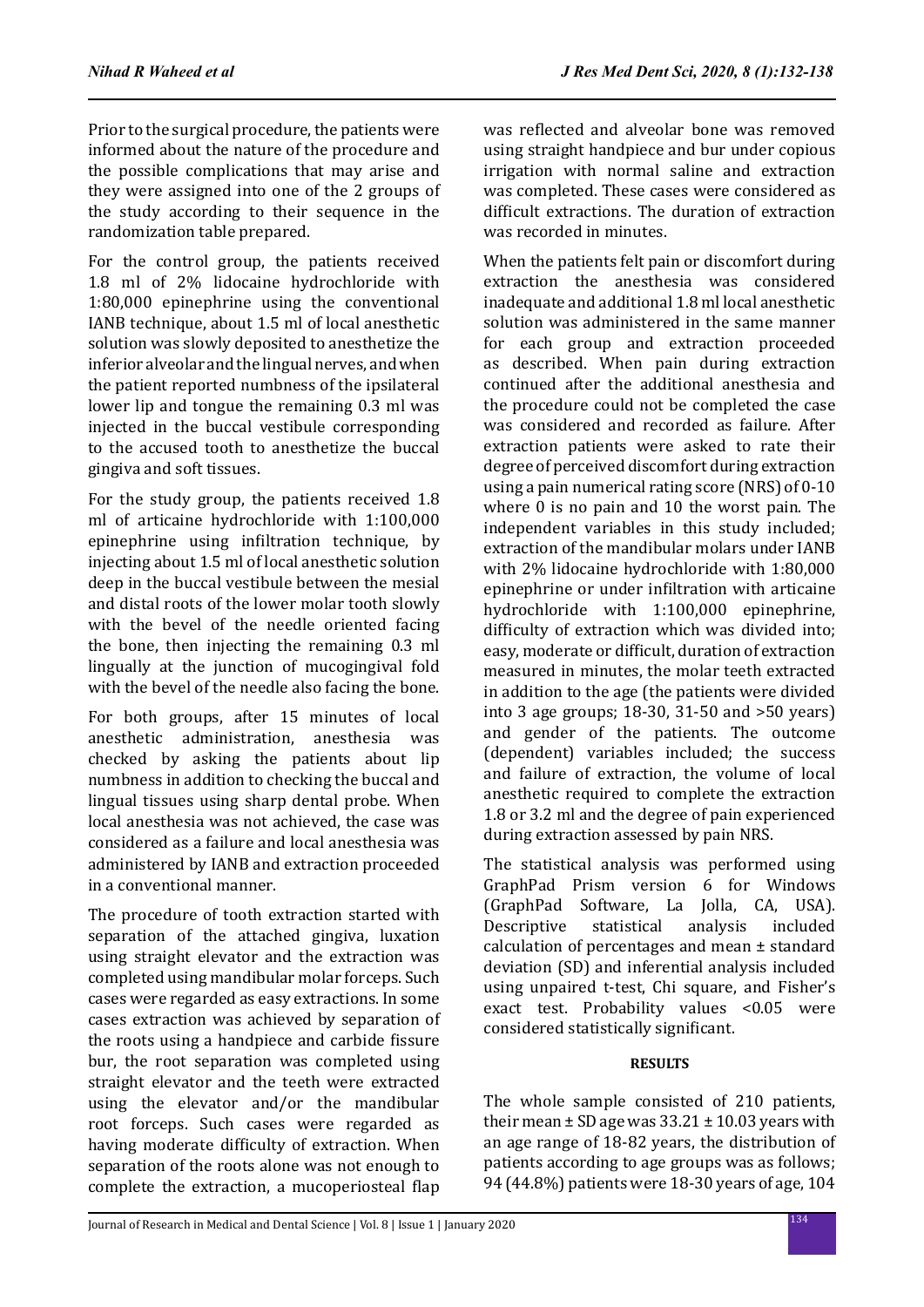Prior to the surgical procedure, the patients were informed about the nature of the procedure and the possible complications that may arise and they were assigned into one of the 2 groups of the study according to their sequence in the randomization table prepared.

For the control group, the patients received 1.8 ml of 2% lidocaine hydrochloride with 1:80,000 epinephrine using the conventional IANB technique, about 1.5 ml of local anesthetic solution was slowly deposited to anesthetize the inferior alveolar and the lingual nerves, and when the patient reported numbness of the ipsilateral lower lip and tongue the remaining 0.3 ml was injected in the buccal vestibule corresponding to the accused tooth to anesthetize the buccal gingiva and soft tissues.

For the study group, the patients received 1.8 ml of articaine hydrochloride with 1:100,000 epinephrine using infiltration technique, by injecting about 1.5 ml of local anesthetic solution deep in the buccal vestibule between the mesial and distal roots of the lower molar tooth slowly with the bevel of the needle oriented facing the bone, then injecting the remaining 0.3 ml lingually at the junction of mucogingival fold with the bevel of the needle also facing the bone.

For both groups, after 15 minutes of local anesthetic administration, anesthesia was checked by asking the patients about lip numbness in addition to checking the buccal and lingual tissues using sharp dental probe. When local anesthesia was not achieved, the case was considered as a failure and local anesthesia was administered by IANB and extraction proceeded in a conventional manner.

The procedure of tooth extraction started with separation of the attached gingiva, luxation using straight elevator and the extraction was completed using mandibular molar forceps. Such cases were regarded as easy extractions. In some cases extraction was achieved by separation of the roots using a handpiece and carbide fissure bur, the root separation was completed using straight elevator and the teeth were extracted using the elevator and/or the mandibular root forceps. Such cases were regarded as having moderate difficulty of extraction. When separation of the roots alone was not enough to complete the extraction, a mucoperiosteal flap was reflected and alveolar bone was removed using straight handpiece and bur under copious irrigation with normal saline and extraction was completed. These cases were considered as difficult extractions. The duration of extraction was recorded in minutes.

When the patients felt pain or discomfort during extraction the anesthesia was considered inadequate and additional 1.8 ml local anesthetic solution was administered in the same manner for each group and extraction proceeded as described. When pain during extraction continued after the additional anesthesia and the procedure could not be completed the case was considered and recorded as failure. After extraction patients were asked to rate their degree of perceived discomfort during extraction using a pain numerical rating score (NRS) of 0-10 where 0 is no pain and 10 the worst pain. The independent variables in this study included; extraction of the mandibular molars under IANB with 2% lidocaine hydrochloride with 1:80,000 epinephrine or under infiltration with articaine hydrochloride with 1:100,000 epinephrine, difficulty of extraction which was divided into; easy, moderate or difficult, duration of extraction measured in minutes, the molar teeth extracted in addition to the age (the patients were divided into 3 age groups; 18-30, 31-50 and >50 years) and gender of the patients. The outcome (dependent) variables included; the success and failure of extraction, the volume of local anesthetic required to complete the extraction 1.8 or 3.2 ml and the degree of pain experienced during extraction assessed by pain NRS.

The statistical analysis was performed using GraphPad Prism version 6 for Windows (GraphPad Software, La Jolla, CA, USA). Descriptive statistical analysis included calculation of percentages and mean ± standard deviation (SD) and inferential analysis included using unpaired t-test, Chi square, and Fisher's exact test. Probability values <0.05 were considered statistically significant.

## RESULTS

The whole sample consisted of 210 patients, their mean ± SD age was 33.21 ± 10.03 years with an age range of 18-82 years, the distribution of patients according to age groups was as follows; 94 (44.8%) patients were 18-30 years of age, 104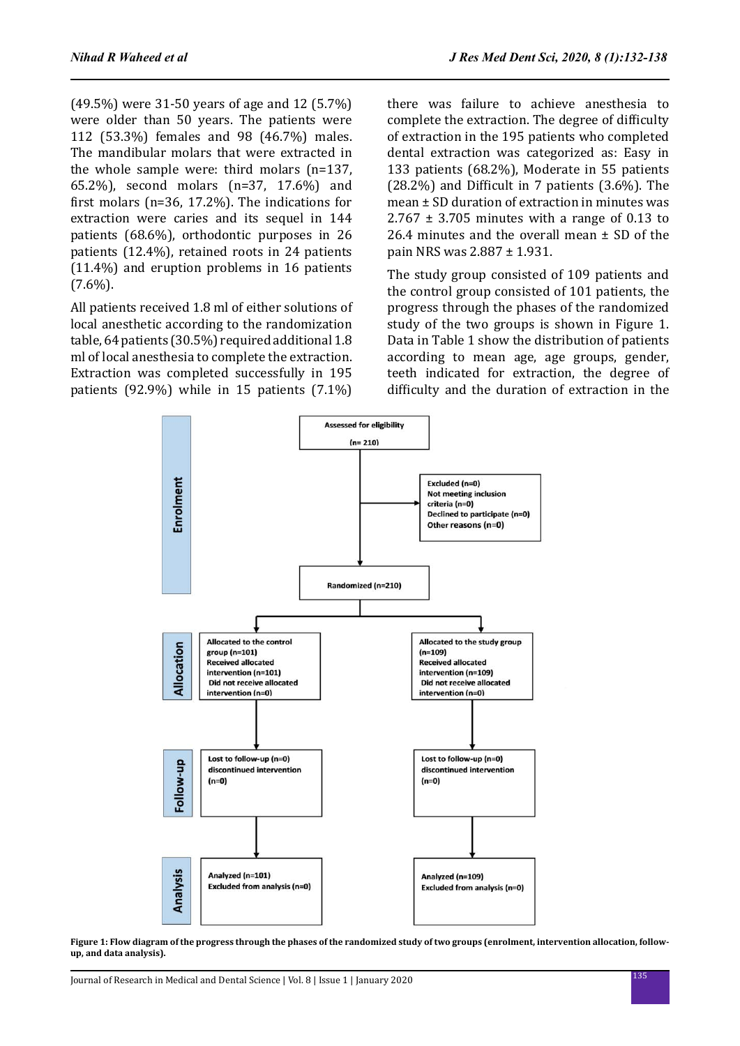(49.5%) were 31-50 years of age and 12 (5.7%) were older than 50 years. The patients were 112 (53.3%) females and 98 (46.7%) males. The mandibular molars that were extracted in the whole sample were: third molars (n=137, 65.2%), second molars (n=37, 17.6%) and first molars (n=36, 17.2%). The indications for extraction were caries and its sequel in 144 patients (68.6%), orthodontic purposes in 26 patients (12.4%), retained roots in 24 patients (11.4%) and eruption problems in 16 patients (7.6%).

All patients received 1.8 ml of either solutions of local anesthetic according to the randomization table, 64 patients (30.5%) required additional 1.8 ml of local anesthesia to complete the extraction. Extraction was completed successfully in 195 patients (92.9%) while in 15 patients (7.1%) there was failure to achieve anesthesia to complete the extraction. The degree of difficulty of extraction in the 195 patients who completed dental extraction was categorized as: Easy in 133 patients (68.2%), Moderate in 55 patients (28.2%) and Difficult in 7 patients (3.6%). The mean ± SD duration of extraction in minutes was 2.767 ± 3.705 minutes with a range of 0.13 to 26.4 minutes and the overall mean ± SD of the pain NRS was 2.887 ± 1.931.

The study group consisted of 109 patients and the control group consisted of 101 patients, the progress through the phases of the randomized study of the two groups is shown in Figure 1. Data in Table 1 show the distribution of patients according to mean age, age groups, gender, teeth indicated for extraction, the degree of difficulty and the duration of extraction in the

**Enrolment**

Assessed for eligibility (n= 210)

Excluded (n=0)
Not meeting inclusion criteria (n=0)
Declined to participate (n=0)
Other reasons (n=0)

Randomized (n=210)

**Allocation**

Allocated to the control group (n=101)
Received allocated intervention (n=101)
Did not receive allocated intervention (n=0)

Allocated to the study group (n=109)
Received allocated intervention (n=109)
Did not receive allocated intervention (n=0)

**Follow-up**

Lost to follow-up (n=0)
discontinued intervention (n=0)

Lost to follow-up (n=0)
discontinued intervention (n=0)

**Analysis**

Analyzed (n=101)
Excluded from analysis (n=0)

Analyzed (n=109)
Excluded from analysis (n=0)

**Figure 1: Flow diagram of the progress through the phases of the randomized study of two groups (enrolment, intervention allocation, follow-up, and data analysis).**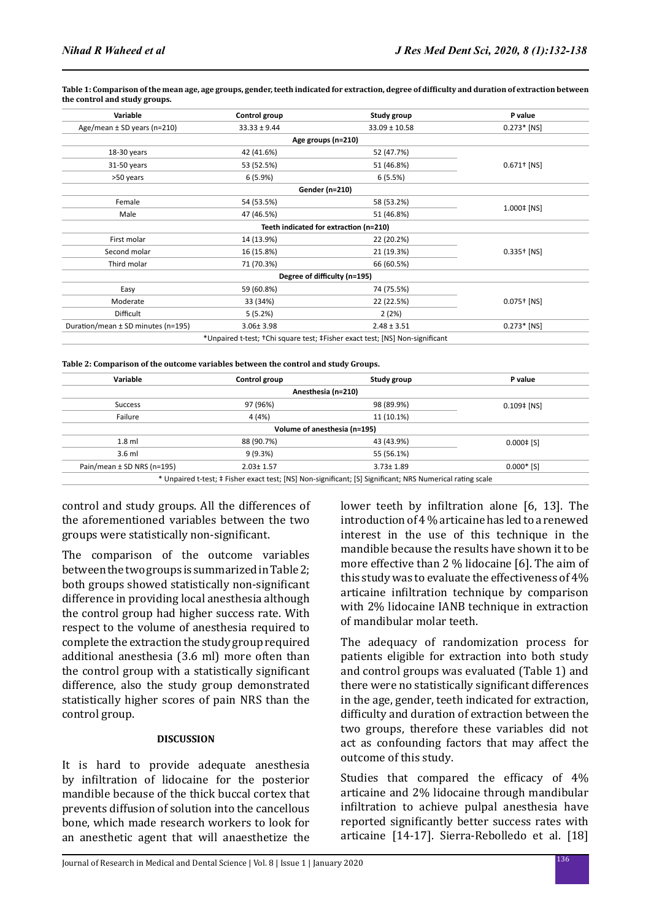**Table 1: Comparison of the mean age, age groups, gender, teeth indicated for extraction, degree of difficulty and duration of extraction between the control and study groups.**

| Variable | Control group | Study group | P value |
|---|---|---|---|
| Age/mean ± SD years (n=210) | 33.33 ± 9.44 | 33.09 ± 10.58 | 0.273* [NS] |
| **Age groups (n=210)** | | | |
| 18-30 years | 42 (41.6%) | 52 (47.7%) | 0.671† [NS] |
| 31-50 years | 53 (52.5%) | 51 (46.8%) | |
| >50 years | 6 (5.9%) | 6 (5.5%) | |
| **Gender (n=210)** | | | |
| Female | 54 (53.5%) | 58 (53.2%) | 1.000‡ [NS] |
| Male | 47 (46.5%) | 51 (46.8%) | |
| **Teeth indicated for extraction (n=210)** | | | |
| First molar | 14 (13.9%) | 22 (20.2%) | 0.335† [NS] |
| Second molar | 16 (15.8%) | 21 (19.3%) | |
| Third molar | 71 (70.3%) | 66 (60.5%) | |
| **Degree of difficulty (n=195)** | | | |
| Easy | 59 (60.8%) | 74 (75.5%) | 0.075† [NS] |
| Moderate | 33 (34%) | 22 (22.5%) | |
| Difficult | 5 (5.2%) | 2 (2%) | |
| Duration/mean ± SD minutes (n=195) | 3.06± 3.98 | 2.48 ± 3.51 | 0.273* [NS] |

*Unpaired t-test; †Chi square test; ‡Fisher exact test; [NS] Non-significant

**Table 2: Comparison of the outcome variables between the control and study Groups.**

| Variable | Control group | Study group | P value |
|---|---|---|---|
| **Anesthesia (n=210)** | | | |
| Success | 97 (96%) | 98 (89.9%) | 0.109‡ [NS] |
| Failure | 4 (4%) | 11 (10.1%) | |
| **Volume of anesthesia (n=195)** | | | |
| 1.8 ml | 88 (90.7%) | 43 (43.9%) | 0.000‡ [S] |
| 3.6 ml | 9 (9.3%) | 55 (56.1%) | |
| Pain/mean ± SD NRS (n=195) | 2.03± 1.57 | 3.73± 1.89 | 0.000* [S] |

* Unpaired t-test; ‡ Fisher exact test; [NS] Non-significant; [S] Significant; NRS Numerical rating scale

control and study groups. All the differences of the aforementioned variables between the two groups were statistically non-significant.

The comparison of the outcome variables between the two groups is summarized in Table 2; both groups showed statistically non-significant difference in providing local anesthesia although the control group had higher success rate. With respect to the volume of anesthesia required to complete the extraction the study group required additional anesthesia (3.6 ml) more often than the control group with a statistically significant difference, also the study group demonstrated statistically higher scores of pain NRS than the control group.

## DISCUSSION

It is hard to provide adequate anesthesia by infiltration of lidocaine for the posterior mandible because of the thick buccal cortex that prevents diffusion of solution into the cancellous bone, which made research workers to look for an anesthetic agent that will anaesthetize the lower teeth by infiltration alone [6, 13]. The introduction of 4 % articaine has led to a renewed interest in the use of this technique in the mandible because the results have shown it to be more effective than 2 % lidocaine [6]. The aim of this study was to evaluate the effectiveness of 4% articaine infiltration technique by comparison with 2% lidocaine IANB technique in extraction of mandibular molar teeth.

The adequacy of randomization process for patients eligible for extraction into both study and control groups was evaluated (Table 1) and there were no statistically significant differences in the age, gender, teeth indicated for extraction, difficulty and duration of extraction between the two groups, therefore these variables did not act as confounding factors that may affect the outcome of this study.

Studies that compared the efficacy of 4% articaine and 2% lidocaine through mandibular infiltration to achieve pulpal anesthesia have reported significantly better success rates with articaine [14-17]. Sierra-Rebolledo et al. [18]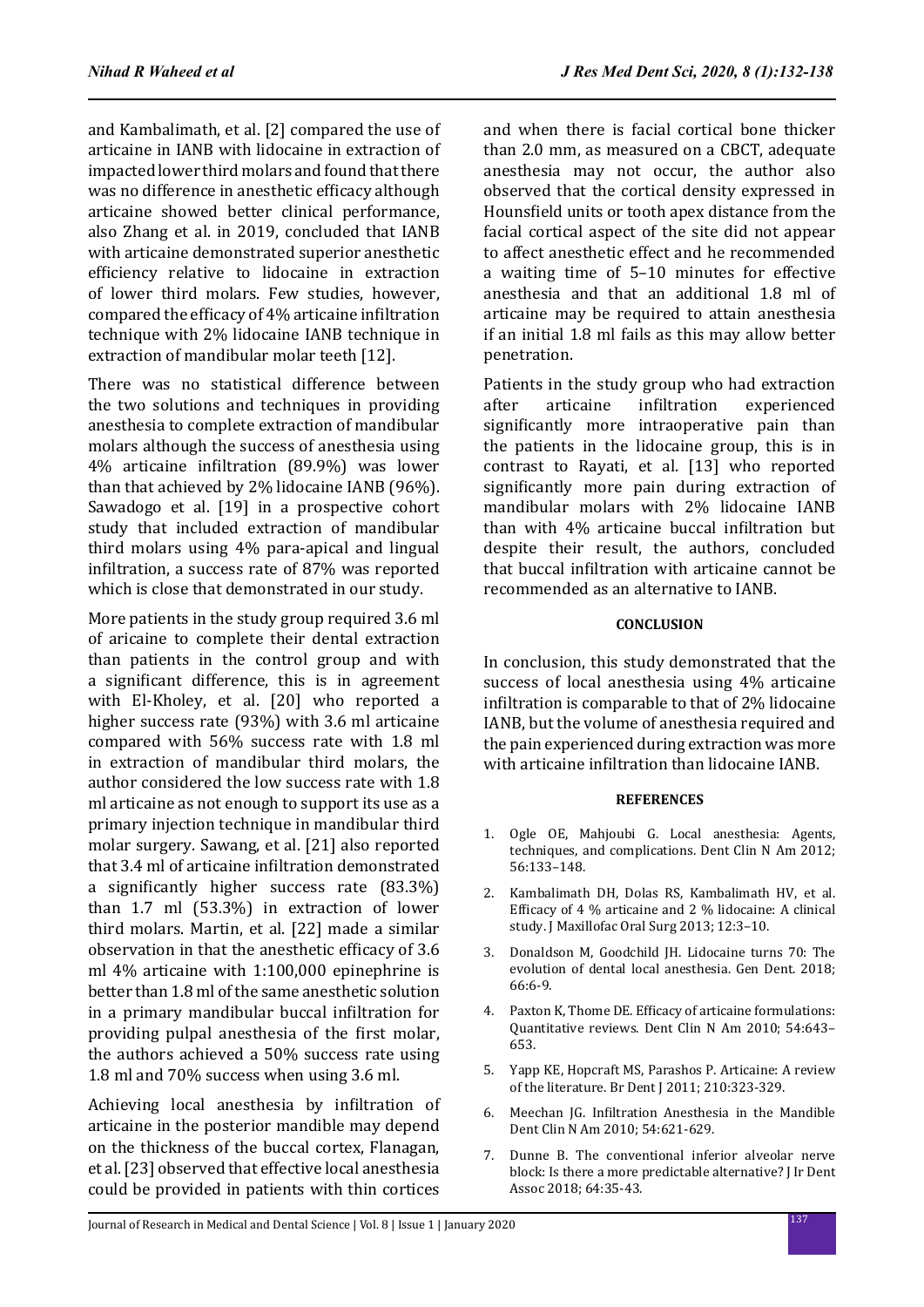and Kambalimath, et al. [2] compared the use of articaine in IANB with lidocaine in extraction of impacted lower third molars and found that there was no difference in anesthetic efficacy although articaine showed better clinical performance, also Zhang et al. in 2019, concluded that IANB with articaine demonstrated superior anesthetic efficiency relative to lidocaine in extraction of lower third molars. Few studies, however, compared the efficacy of 4% articaine infiltration technique with 2% lidocaine IANB technique in extraction of mandibular molar teeth [12].

There was no statistical difference between the two solutions and techniques in providing anesthesia to complete extraction of mandibular molars although the success of anesthesia using 4% articaine infiltration (89.9%) was lower than that achieved by 2% lidocaine IANB (96%). Sawadogo et al. [19] in a prospective cohort study that included extraction of mandibular third molars using 4% para-apical and lingual infiltration, a success rate of 87% was reported which is close that demonstrated in our study.

More patients in the study group required 3.6 ml of aricaine to complete their dental extraction than patients in the control group and with a significant difference, this is in agreement with El-Kholey, et al. [20] who reported a higher success rate (93%) with 3.6 ml articaine compared with 56% success rate with 1.8 ml in extraction of mandibular third molars, the author considered the low success rate with 1.8 ml articaine as not enough to support its use as a primary injection technique in mandibular third molar surgery. Sawang, et al. [21] also reported that 3.4 ml of articaine infiltration demonstrated a significantly higher success rate (83.3%) than 1.7 ml (53.3%) in extraction of lower third molars. Martin, et al. [22] made a similar observation in that the anesthetic efficacy of 3.6 ml 4% articaine with 1:100,000 epinephrine is better than 1.8 ml of the same anesthetic solution in a primary mandibular buccal infiltration for providing pulpal anesthesia of the first molar, the authors achieved a 50% success rate using 1.8 ml and 70% success when using 3.6 ml.

Achieving local anesthesia by infiltration of articaine in the posterior mandible may depend on the thickness of the buccal cortex, Flanagan, et al. [23] observed that effective local anesthesia could be provided in patients with thin cortices and when there is facial cortical bone thicker than 2.0 mm, as measured on a CBCT, adequate anesthesia may not occur, the author also observed that the cortical density expressed in Hounsfield units or tooth apex distance from the facial cortical aspect of the site did not appear to affect anesthetic effect and he recommended a waiting time of 5–10 minutes for effective anesthesia and that an additional 1.8 ml of articaine may be required to attain anesthesia if an initial 1.8 ml fails as this may allow better penetration.

Patients in the study group who had extraction after articaine infiltration experienced significantly more intraoperative pain than the patients in the lidocaine group, this is in contrast to Rayati, et al. [13] who reported significantly more pain during extraction of mandibular molars with 2% lidocaine IANB than with 4% articaine buccal infiltration but despite their result, the authors, concluded that buccal infiltration with articaine cannot be recommended as an alternative to IANB.

## CONCLUSION

In conclusion, this study demonstrated that the success of local anesthesia using 4% articaine infiltration is comparable to that of 2% lidocaine IANB, but the volume of anesthesia required and the pain experienced during extraction was more with articaine infiltration than lidocaine IANB.

## REFERENCES

1. Ogle OE, Mahjoubi G. Local anesthesia: Agents, techniques, and complications. Dent Clin N Am 2012; 56:133–148.
2. Kambalimath DH, Dolas RS, Kambalimath HV, et al. Efficacy of 4 % articaine and 2 % lidocaine: A clinical study. J Maxillofac Oral Surg 2013; 12:3–10.
3. Donaldson M, Goodchild JH. Lidocaine turns 70: The evolution of dental local anesthesia. Gen Dent. 2018; 66:6-9.
4. Paxton K, Thome DE. Efficacy of articaine formulations: Quantitative reviews. Dent Clin N Am 2010; 54:643–653.
5. Yapp KE, Hopcraft MS, Parashos P. Articaine: A review of the literature. Br Dent J 2011; 210:323-329.
6. Meechan JG. Infiltration Anesthesia in the Mandible Dent Clin N Am 2010; 54:621-629.
7. Dunne B. The conventional inferior alveolar nerve block: Is there a more predictable alternative? J Ir Dent Assoc 2018; 64:35-43.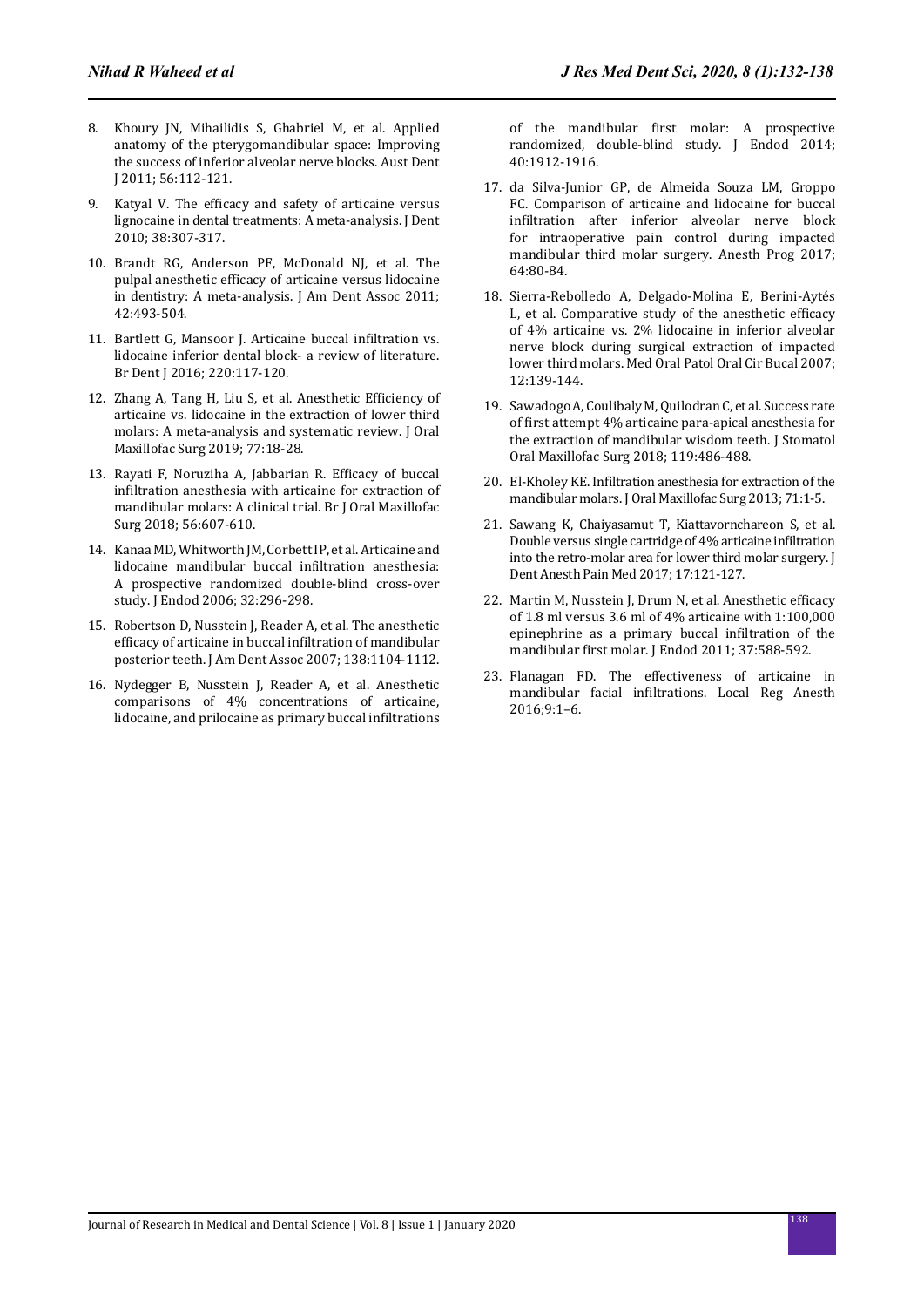8. Khoury JN, Mihailidis S, Ghabriel M, et al. Applied anatomy of the pterygomandibular space: Improving the success of inferior alveolar nerve blocks. Aust Dent J 2011; 56:112-121.
9. Katyal V. The efficacy and safety of articaine versus lignocaine in dental treatments: A meta-analysis. J Dent 2010; 38:307-317.
10. Brandt RG, Anderson PF, McDonald NJ, et al. The pulpal anesthetic efficacy of articaine versus lidocaine in dentistry: A meta-analysis. J Am Dent Assoc 2011; 42:493-504.
11. Bartlett G, Mansoor J. Articaine buccal infiltration vs. lidocaine inferior dental block- a review of literature. Br Dent J 2016; 220:117-120.
12. Zhang A, Tang H, Liu S, et al. Anesthetic Efficiency of articaine vs. lidocaine in the extraction of lower third molars: A meta-analysis and systematic review. J Oral Maxillofac Surg 2019; 77:18-28.
13. Rayati F, Noruziha A, Jabbarian R. Efficacy of buccal infiltration anesthesia with articaine for extraction of mandibular molars: A clinical trial. Br J Oral Maxillofac Surg 2018; 56:607-610.
14. Kanaa MD, Whitworth JM, Corbett IP, et al. Articaine and lidocaine mandibular buccal infiltration anesthesia: A prospective randomized double-blind cross-over study. J Endod 2006; 32:296-298.
15. Robertson D, Nusstein J, Reader A, et al. The anesthetic efficacy of articaine in buccal infiltration of mandibular posterior teeth. J Am Dent Assoc 2007; 138:1104-1112.
16. Nydegger B, Nusstein J, Reader A, et al. Anesthetic comparisons of 4% concentrations of articaine, lidocaine, and prilocaine as primary buccal infiltrations of the mandibular first molar: A prospective randomized, double-blind study. J Endod 2014; 40:1912-1916.
17. da Silva-Junior GP, de Almeida Souza LM, Groppo FC. Comparison of articaine and lidocaine for buccal infiltration after inferior alveolar nerve block for intraoperative pain control during impacted mandibular third molar surgery. Anesth Prog 2017; 64:80-84.
18. Sierra-Rebolledo A, Delgado-Molina E, Berini-Aytés L, et al. Comparative study of the anesthetic efficacy of 4% articaine vs. 2% lidocaine in inferior alveolar nerve block during surgical extraction of impacted lower third molars. Med Oral Patol Oral Cir Bucal 2007; 12:139-144.
19. Sawadogo A, Coulibaly M, Quilodran C, et al. Success rate of first attempt 4% articaine para-apical anesthesia for the extraction of mandibular wisdom teeth. J Stomatol Oral Maxillofac Surg 2018; 119:486-488.
20. El-Kholey KE. Infiltration anesthesia for extraction of the mandibular molars. J Oral Maxillofac Surg 2013; 71:1-5.
21. Sawang K, Chaiyasamut T, Kiattavornchareon S, et al. Double versus single cartridge of 4% articaine infiltration into the retro-molar area for lower third molar surgery. J Dent Anesth Pain Med 2017; 17:121-127.
22. Martin M, Nusstein J, Drum N, et al. Anesthetic efficacy of 1.8 ml versus 3.6 ml of 4% articaine with 1:100,000 epinephrine as a primary buccal infiltration of the mandibular first molar. J Endod 2011; 37:588-592.
23. Flanagan FD. The effectiveness of articaine in mandibular facial infiltrations. Local Reg Anesth 2016;9:1–6.